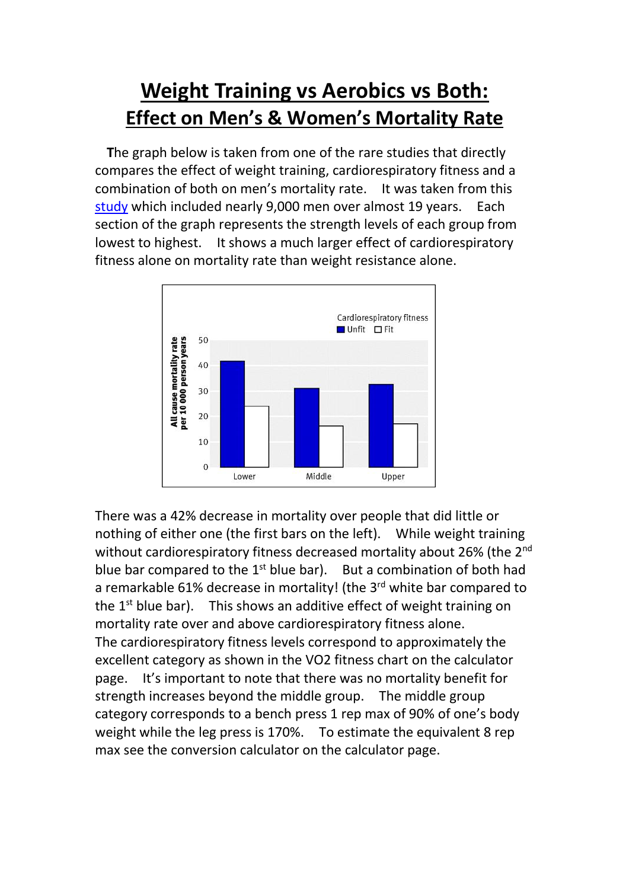# Weight Training vs Aerobics vs Both:
## Effect on Men's & Women's Mortality Rate

**T**he graph below is taken from one of the rare studies that directly compares the effect of weight training, cardiorespiratory fitness and a combination of both on men's mortality rate. It was taken from this study which included nearly 9,000 men over almost 19 years. Each section of the graph represents the strength levels of each group from lowest to highest. It shows a much larger effect of cardiorespiratory fitness alone on mortality rate than weight resistance alone.

Cardiorespiratory fitness: Unfit / Fit

All cause mortality rate per 10 000 person years

Lower | Middle | Upper

There was a 42% decrease in mortality over people that did little or nothing of either one (the first bars on the left). While weight training without cardiorespiratory fitness decreased mortality about 26% (the 2nd blue bar compared to the 1st blue bar). But a combination of both had a remarkable 61% decrease in mortality! (the 3rd white bar compared to the 1st blue bar). This shows an additive effect of weight training on mortality rate over and above cardiorespiratory fitness alone.

The cardiorespiratory fitness levels correspond to approximately the excellent category as shown in the VO2 fitness chart on the calculator page. It's important to note that there was no mortality benefit for strength increases beyond the middle group. The middle group category corresponds to a bench press 1 rep max of 90% of one's body weight while the leg press is 170%. To estimate the equivalent 8 rep max see the conversion calculator on the calculator page.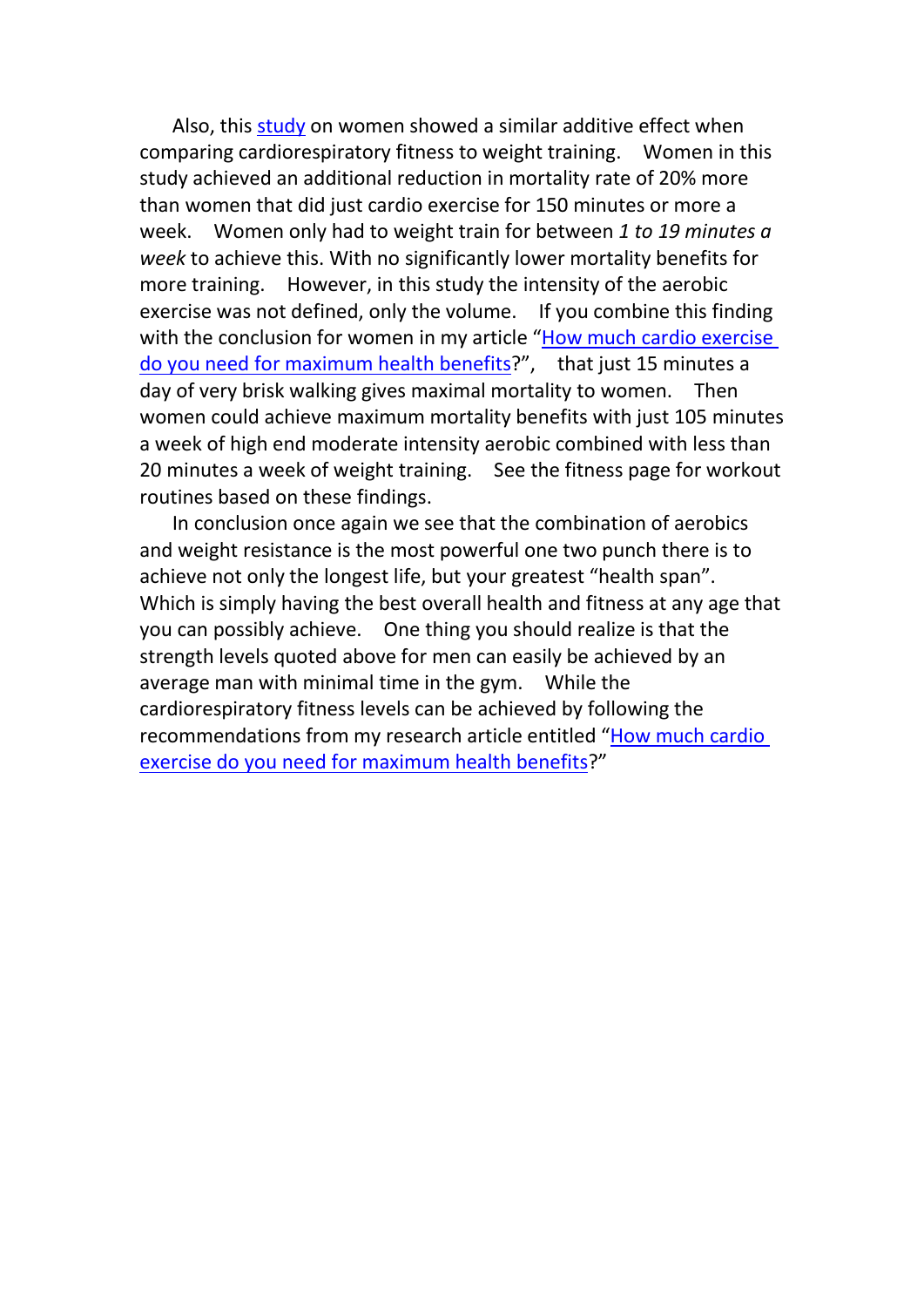Also, this study on women showed a similar additive effect when comparing cardiorespiratory fitness to weight training. Women in this study achieved an additional reduction in mortality rate of 20% more than women that did just cardio exercise for 150 minutes or more a week. Women only had to weight train for between *1 to 19 minutes a week* to achieve this. With no significantly lower mortality benefits for more training. However, in this study the intensity of the aerobic exercise was not defined, only the volume. If you combine this finding with the conclusion for women in my article "How much cardio exercise do you need for maximum health benefits?", that just 15 minutes a day of very brisk walking gives maximal mortality to women. Then women could achieve maximum mortality benefits with just 105 minutes a week of high end moderate intensity aerobic combined with less than 20 minutes a week of weight training. See the fitness page for workout routines based on these findings.

In conclusion once again we see that the combination of aerobics and weight resistance is the most powerful one two punch there is to achieve not only the longest life, but your greatest "health span". Which is simply having the best overall health and fitness at any age that you can possibly achieve. One thing you should realize is that the strength levels quoted above for men can easily be achieved by an average man with minimal time in the gym. While the cardiorespiratory fitness levels can be achieved by following the recommendations from my research article entitled "How much cardio exercise do you need for maximum health benefits?"